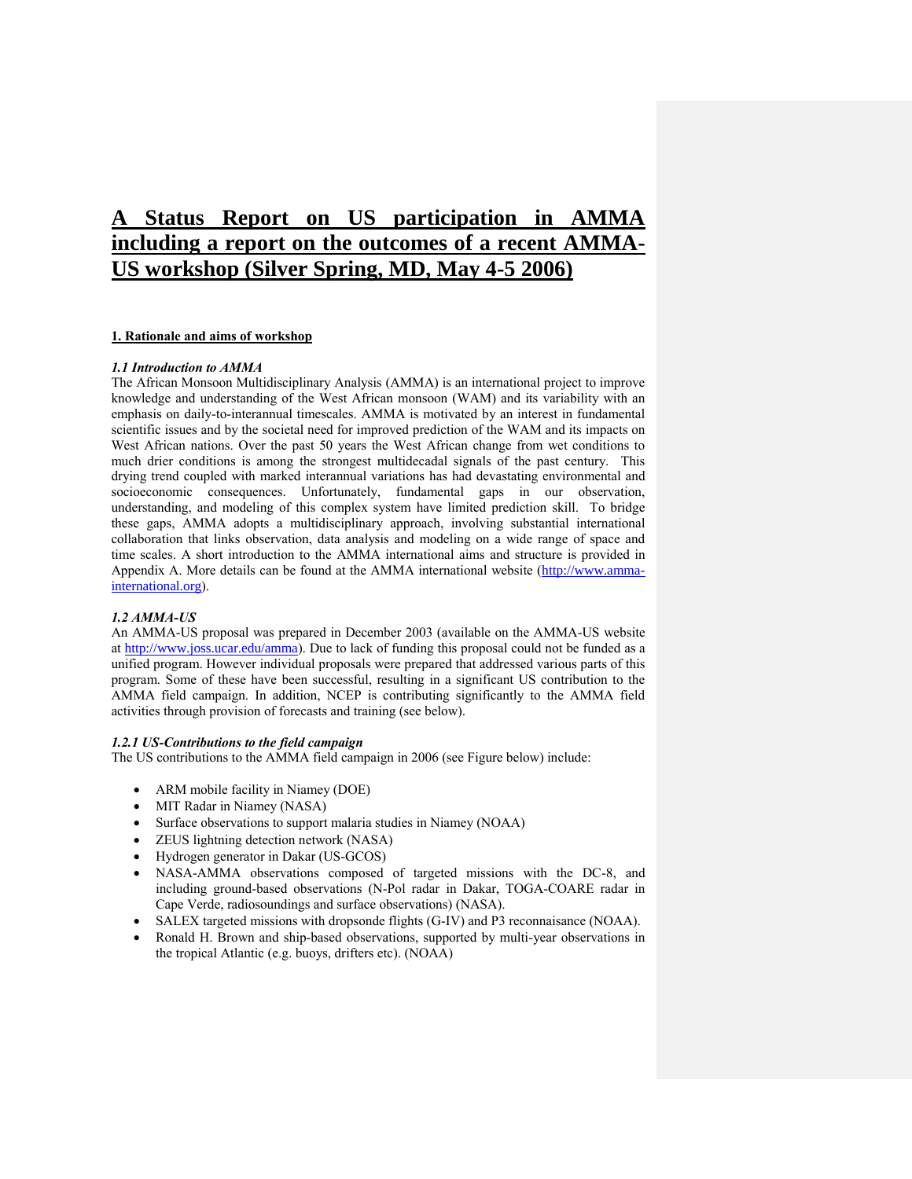# A Status Report on US participation in AMMA including a report on the outcomes of a recent AMMA-US workshop (Silver Spring, MD, May 4-5 2006)

## 1. Rationale and aims of workshop

### *1.1 Introduction to AMMA*

The African Monsoon Multidisciplinary Analysis (AMMA) is an international project to improve knowledge and understanding of the West African monsoon (WAM) and its variability with an emphasis on daily-to-interannual timescales. AMMA is motivated by an interest in fundamental scientific issues and by the societal need for improved prediction of the WAM and its impacts on West African nations. Over the past 50 years the West African change from wet conditions to much drier conditions is among the strongest multidecadal signals of the past century. This drying trend coupled with marked interannual variations has had devastating environmental and socioeconomic consequences. Unfortunately, fundamental gaps in our observation, understanding, and modeling of this complex system have limited prediction skill. To bridge these gaps, AMMA adopts a multidisciplinary approach, involving substantial international collaboration that links observation, data analysis and modeling on a wide range of space and time scales. A short introduction to the AMMA international aims and structure is provided in Appendix A. More details can be found at the AMMA international website (http://www.amma-international.org).

### *1.2 AMMA-US*

An AMMA-US proposal was prepared in December 2003 (available on the AMMA-US website at http://www.joss.ucar.edu/amma). Due to lack of funding this proposal could not be funded as a unified program. However individual proposals were prepared that addressed various parts of this program. Some of these have been successful, resulting in a significant US contribution to the AMMA field campaign. In addition, NCEP is contributing significantly to the AMMA field activities through provision of forecasts and training (see below).

#### *1.2.1 US-Contributions to the field campaign*

The US contributions to the AMMA field campaign in 2006 (see Figure below) include:

- ARM mobile facility in Niamey (DOE)
- MIT Radar in Niamey (NASA)
- Surface observations to support malaria studies in Niamey (NOAA)
- ZEUS lightning detection network (NASA)
- Hydrogen generator in Dakar (US-GCOS)
- NASA-AMMA observations composed of targeted missions with the DC-8, and including ground-based observations (N-Pol radar in Dakar, TOGA-COARE radar in Cape Verde, radiosoundings and surface observations) (NASA).
- SALEX targeted missions with dropsonde flights (G-IV) and P3 reconnaisance (NOAA).
- Ronald H. Brown and ship-based observations, supported by multi-year observations in the tropical Atlantic (e.g. buoys, drifters etc). (NOAA)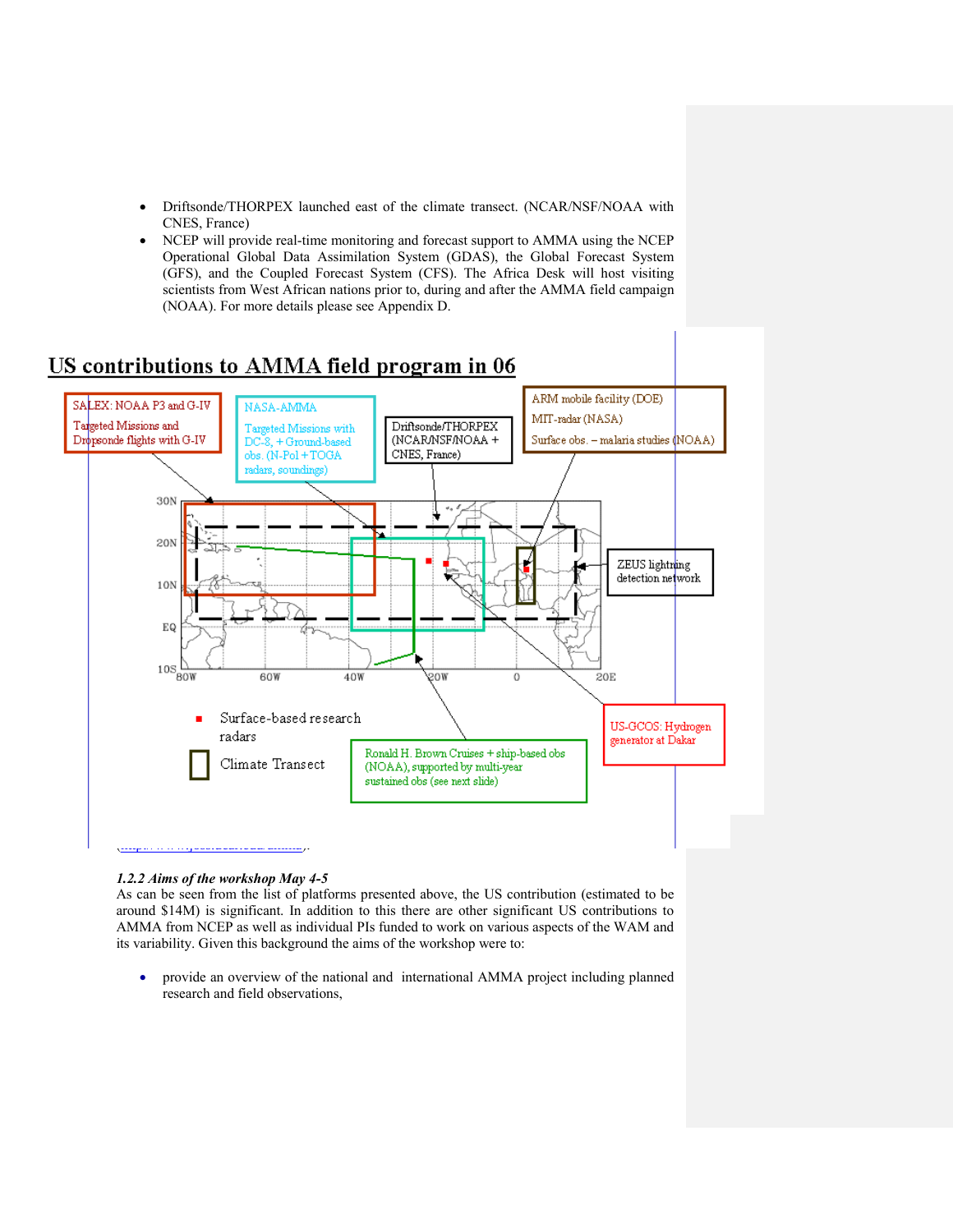- Driftsonde/THORPEX launched east of the climate transect. (NCAR/NSF/NOAA with CNES, France)
- NCEP will provide real-time monitoring and forecast support to AMMA using the NCEP Operational Global Data Assimilation System (GDAS), the Global Forecast System (GFS), and the Coupled Forecast System (CFS). The Africa Desk will host visiting scientists from West African nations prior to, during and after the AMMA field campaign (NOAA). For more details please see Appendix D.

## US contributions to AMMA field program in 06

SALEX: NOAA P3 and G-IV
Targeted Missions and Dropsonde flights with G-IV

NASA-AMMA
Targeted Missions with DC-8, + Ground-based obs. (N-Pol + TOGA radars, soundings)

Driftsonde/THORPEX (NCAR/NSF/NOAA + CNES, France)

ARM mobile facility (DOE)
MIT-radar (NASA)
Surface obs. – malaria studies (NOAA)

ZEUS lightning detection network

30N, 20N, 10N, EQ, 10S, 80W, 60W, 40W, 20W, 0, 20E

Surface-based research radars

Climate Transect

Ronald H. Brown Cruises + ship-based obs (NOAA), supported by multi-year sustained obs (see next slide)

US-GCOS: Hydrogen generator at Dakar

### *1.2.2 Aims of the workshop May 4-5*

As can be seen from the list of platforms presented above, the US contribution (estimated to be around $14M) is significant. In addition to this there are other significant US contributions to AMMA from NCEP as well as individual PIs funded to work on various aspects of the WAM and its variability. Given this background the aims of the workshop were to:

- provide an overview of the national and international AMMA project including planned research and field observations,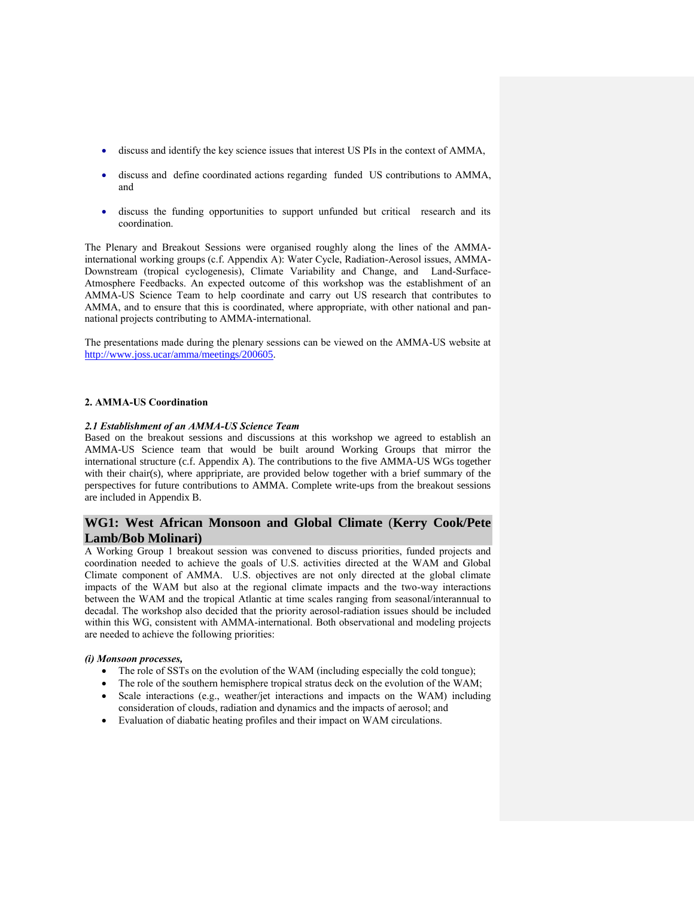- discuss and identify the key science issues that interest US PIs in the context of AMMA,
- discuss and define coordinated actions regarding funded US contributions to AMMA, and
- discuss the funding opportunities to support unfunded but critical research and its coordination.

The Plenary and Breakout Sessions were organised roughly along the lines of the AMMA-international working groups (c.f. Appendix A): Water Cycle, Radiation-Aerosol issues, AMMA-Downstream (tropical cyclogenesis), Climate Variability and Change, and Land-Surface-Atmosphere Feedbacks. An expected outcome of this workshop was the establishment of an AMMA-US Science Team to help coordinate and carry out US research that contributes to AMMA, and to ensure that this is coordinated, where appropriate, with other national and pan-national projects contributing to AMMA-international.

The presentations made during the plenary sessions can be viewed on the AMMA-US website at http://www.joss.ucar/amma/meetings/200605.

## 2. AMMA-US Coordination

### *2.1 Establishment of an AMMA-US Science Team*

Based on the breakout sessions and discussions at this workshop we agreed to establish an AMMA-US Science team that would be built around Working Groups that mirror the international structure (c.f. Appendix A). The contributions to the five AMMA-US WGs together with their chair(s), where appripriate, are provided below together with a brief summary of the perspectives for future contributions to AMMA. Complete write-ups from the breakout sessions are included in Appendix B.

## WG1: West African Monsoon and Global Climate (Kerry Cook/Pete Lamb/Bob Molinari)

A Working Group 1 breakout session was convened to discuss priorities, funded projects and coordination needed to achieve the goals of U.S. activities directed at the WAM and Global Climate component of AMMA. U.S. objectives are not only directed at the global climate impacts of the WAM but also at the regional climate impacts and the two-way interactions between the WAM and the tropical Atlantic at time scales ranging from seasonal/interannual to decadal. The workshop also decided that the priority aerosol-radiation issues should be included within this WG, consistent with AMMA-international. Both observational and modeling projects are needed to achieve the following priorities:

***(i) Monsoon processes,***

- The role of SSTs on the evolution of the WAM (including especially the cold tongue);
- The role of the southern hemisphere tropical stratus deck on the evolution of the WAM;
- Scale interactions (e.g., weather/jet interactions and impacts on the WAM) including consideration of clouds, radiation and dynamics and the impacts of aerosol; and
- Evaluation of diabatic heating profiles and their impact on WAM circulations.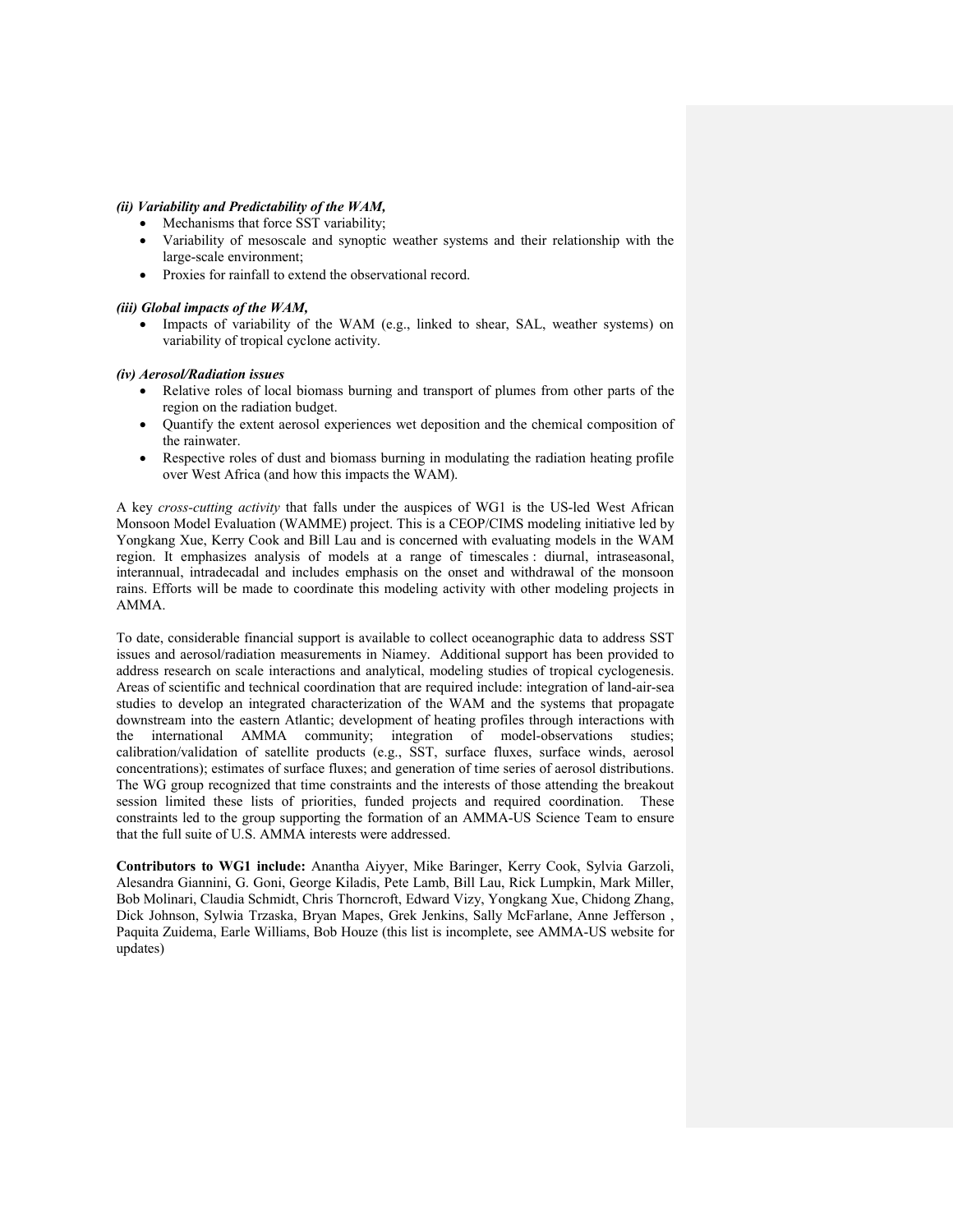***(ii) Variability and Predictability of the WAM,***

- Mechanisms that force SST variability;
- Variability of mesoscale and synoptic weather systems and their relationship with the large-scale environment;
- Proxies for rainfall to extend the observational record.

***(iii) Global impacts of the WAM,***

- Impacts of variability of the WAM (e.g., linked to shear, SAL, weather systems) on variability of tropical cyclone activity.

***(iv) Aerosol/Radiation issues***

- Relative roles of local biomass burning and transport of plumes from other parts of the region on the radiation budget.
- Quantify the extent aerosol experiences wet deposition and the chemical composition of the rainwater.
- Respective roles of dust and biomass burning in modulating the radiation heating profile over West Africa (and how this impacts the WAM).

A key *cross-cutting activity* that falls under the auspices of WG1 is the US-led West African Monsoon Model Evaluation (WAMME) project. This is a CEOP/CIMS modeling initiative led by Yongkang Xue, Kerry Cook and Bill Lau and is concerned with evaluating models in the WAM region. It emphasizes analysis of models at a range of timescales : diurnal, intraseasonal, interannual, intradecadal and includes emphasis on the onset and withdrawal of the monsoon rains. Efforts will be made to coordinate this modeling activity with other modeling projects in AMMA.

To date, considerable financial support is available to collect oceanographic data to address SST issues and aerosol/radiation measurements in Niamey. Additional support has been provided to address research on scale interactions and analytical, modeling studies of tropical cyclogenesis. Areas of scientific and technical coordination that are required include: integration of land-air-sea studies to develop an integrated characterization of the WAM and the systems that propagate downstream into the eastern Atlantic; development of heating profiles through interactions with the international AMMA community; integration of model-observations studies; calibration/validation of satellite products (e.g., SST, surface fluxes, surface winds, aerosol concentrations); estimates of surface fluxes; and generation of time series of aerosol distributions. The WG group recognized that time constraints and the interests of those attending the breakout session limited these lists of priorities, funded projects and required coordination. These constraints led to the group supporting the formation of an AMMA-US Science Team to ensure that the full suite of U.S. AMMA interests were addressed.

**Contributors to WG1 include:** Anantha Aiyyer, Mike Baringer, Kerry Cook, Sylvia Garzoli, Alesandra Giannini, G. Goni, George Kiladis, Pete Lamb, Bill Lau, Rick Lumpkin, Mark Miller, Bob Molinari, Claudia Schmidt, Chris Thorncroft, Edward Vizy, Yongkang Xue, Chidong Zhang, Dick Johnson, Sylwia Trzaska, Bryan Mapes, Grek Jenkins, Sally McFarlane, Anne Jefferson , Paquita Zuidema, Earle Williams, Bob Houze (this list is incomplete, see AMMA-US website for updates)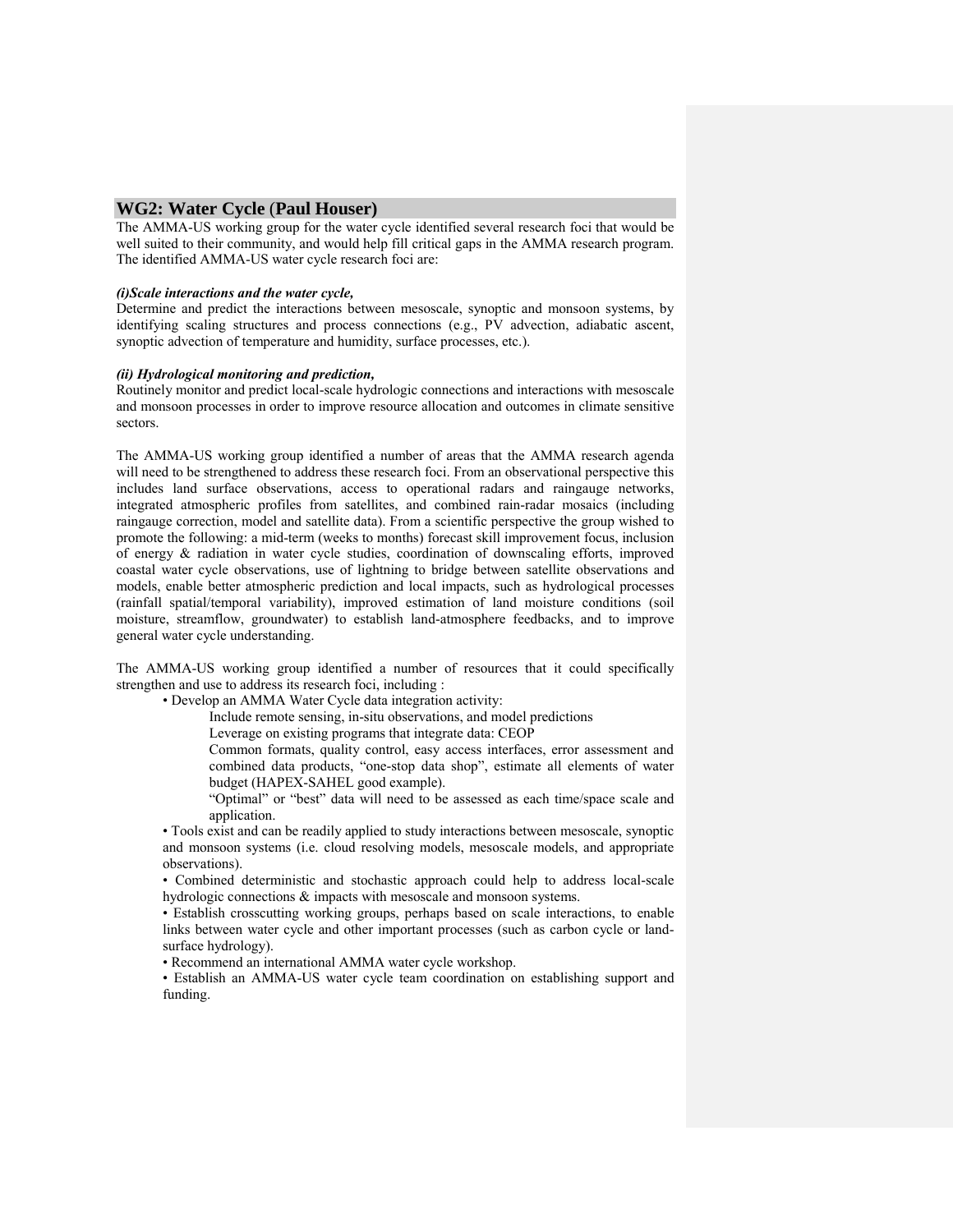## WG2: Water Cycle (Paul Houser)

The AMMA-US working group for the water cycle identified several research foci that would be well suited to their community, and would help fill critical gaps in the AMMA research program. The identified AMMA-US water cycle research foci are:

***(i)Scale interactions and the water cycle,***

Determine and predict the interactions between mesoscale, synoptic and monsoon systems, by identifying scaling structures and process connections (e.g., PV advection, adiabatic ascent, synoptic advection of temperature and humidity, surface processes, etc.).

***(ii) Hydrological monitoring and prediction,***

Routinely monitor and predict local-scale hydrologic connections and interactions with mesoscale and monsoon processes in order to improve resource allocation and outcomes in climate sensitive sectors.

The AMMA-US working group identified a number of areas that the AMMA research agenda will need to be strengthened to address these research foci. From an observational perspective this includes land surface observations, access to operational radars and raingauge networks, integrated atmospheric profiles from satellites, and combined rain-radar mosaics (including raingauge correction, model and satellite data). From a scientific perspective the group wished to promote the following: a mid-term (weeks to months) forecast skill improvement focus, inclusion of energy & radiation in water cycle studies, coordination of downscaling efforts, improved coastal water cycle observations, use of lightning to bridge between satellite observations and models, enable better atmospheric prediction and local impacts, such as hydrological processes (rainfall spatial/temporal variability), improved estimation of land moisture conditions (soil moisture, streamflow, groundwater) to establish land-atmosphere feedbacks, and to improve general water cycle understanding.

The AMMA-US working group identified a number of resources that it could specifically strengthen and use to address its research foci, including :

- Develop an AMMA Water Cycle data integration activity:
  - Include remote sensing, in-situ observations, and model predictions
  - Leverage on existing programs that integrate data: CEOP
  - Common formats, quality control, easy access interfaces, error assessment and combined data products, "one-stop data shop", estimate all elements of water budget (HAPEX-SAHEL good example).
  - "Optimal" or "best" data will need to be assessed as each time/space scale and application.
- Tools exist and can be readily applied to study interactions between mesoscale, synoptic and monsoon systems (i.e. cloud resolving models, mesoscale models, and appropriate observations).
- Combined deterministic and stochastic approach could help to address local-scale hydrologic connections & impacts with mesoscale and monsoon systems.
- Establish crosscutting working groups, perhaps based on scale interactions, to enable links between water cycle and other important processes (such as carbon cycle or land-surface hydrology).
- Recommend an international AMMA water cycle workshop.
- Establish an AMMA-US water cycle team coordination on establishing support and funding.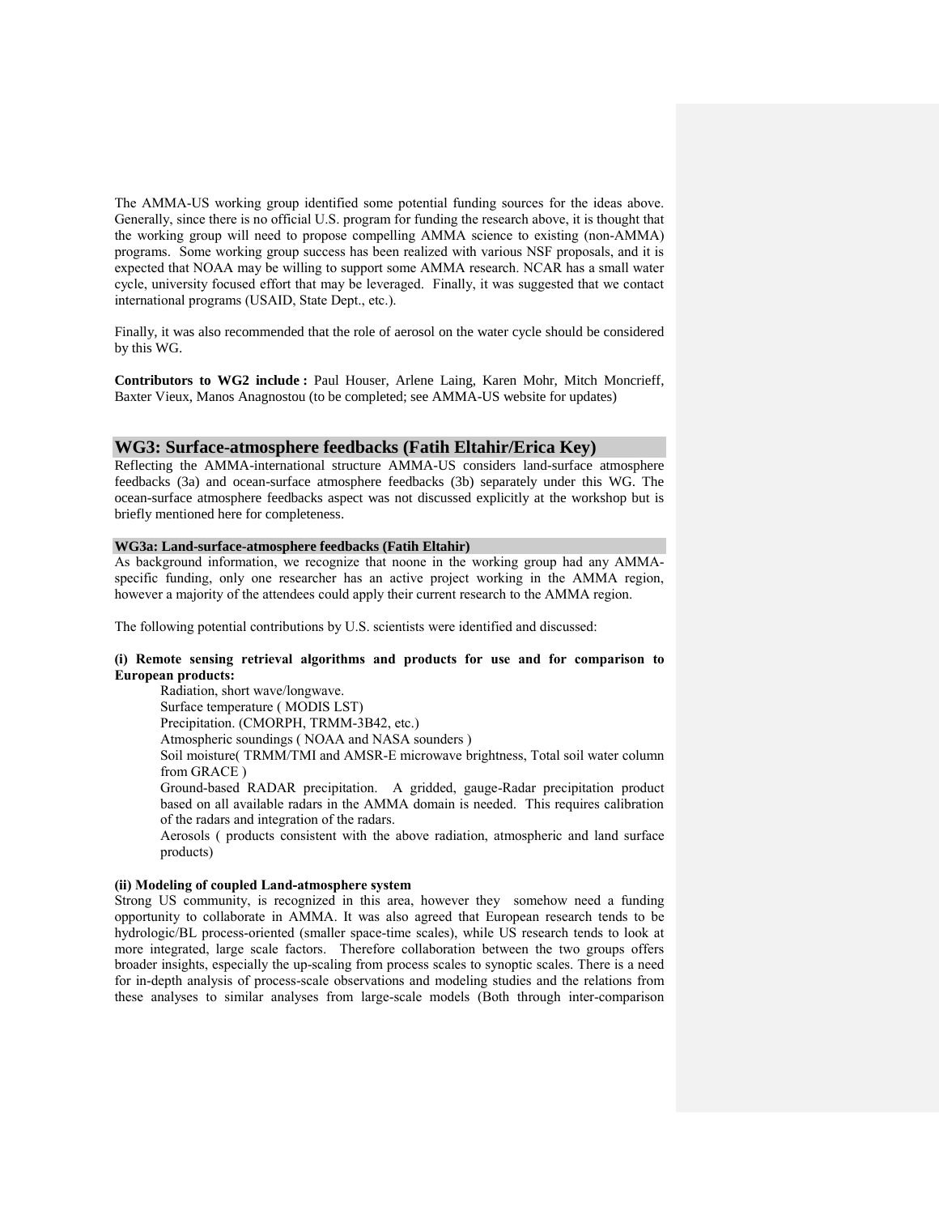The AMMA-US working group identified some potential funding sources for the ideas above. Generally, since there is no official U.S. program for funding the research above, it is thought that the working group will need to propose compelling AMMA science to existing (non-AMMA) programs. Some working group success has been realized with various NSF proposals, and it is expected that NOAA may be willing to support some AMMA research. NCAR has a small water cycle, university focused effort that may be leveraged. Finally, it was suggested that we contact international programs (USAID, State Dept., etc.).

Finally, it was also recommended that the role of aerosol on the water cycle should be considered by this WG.

**Contributors to WG2 include :** Paul Houser, Arlene Laing, Karen Mohr, Mitch Moncrieff, Baxter Vieux, Manos Anagnostou (to be completed; see AMMA-US website for updates)

## WG3: Surface-atmosphere feedbacks (Fatih Eltahir/Erica Key)

Reflecting the AMMA-international structure AMMA-US considers land-surface atmosphere feedbacks (3a) and ocean-surface atmosphere feedbacks (3b) separately under this WG. The ocean-surface atmosphere feedbacks aspect was not discussed explicitly at the workshop but is briefly mentioned here for completeness.

### WG3a: Land-surface-atmosphere feedbacks (Fatih Eltahir)

As background information, we recognize that noone in the working group had any AMMA-specific funding, only one researcher has an active project working in the AMMA region, however a majority of the attendees could apply their current research to the AMMA region.

The following potential contributions by U.S. scientists were identified and discussed:

**(i) Remote sensing retrieval algorithms and products for use and for comparison to European products:**

Radiation, short wave/longwave.

Surface temperature ( MODIS LST)

Precipitation. (CMORPH, TRMM-3B42, etc.)

Atmospheric soundings ( NOAA and NASA sounders )

Soil moisture( TRMM/TMI and AMSR-E microwave brightness, Total soil water column from GRACE )

Ground-based RADAR precipitation. A gridded, gauge-Radar precipitation product based on all available radars in the AMMA domain is needed. This requires calibration of the radars and integration of the radars.

Aerosols ( products consistent with the above radiation, atmospheric and land surface products)

**(ii) Modeling of coupled Land-atmosphere system**

Strong US community, is recognized in this area, however they somehow need a funding opportunity to collaborate in AMMA. It was also agreed that European research tends to be hydrologic/BL process-oriented (smaller space-time scales), while US research tends to look at more integrated, large scale factors. Therefore collaboration between the two groups offers broader insights, especially the up-scaling from process scales to synoptic scales. There is a need for in-depth analysis of process-scale observations and modeling studies and the relations from these analyses to similar analyses from large-scale models (Both through inter-comparison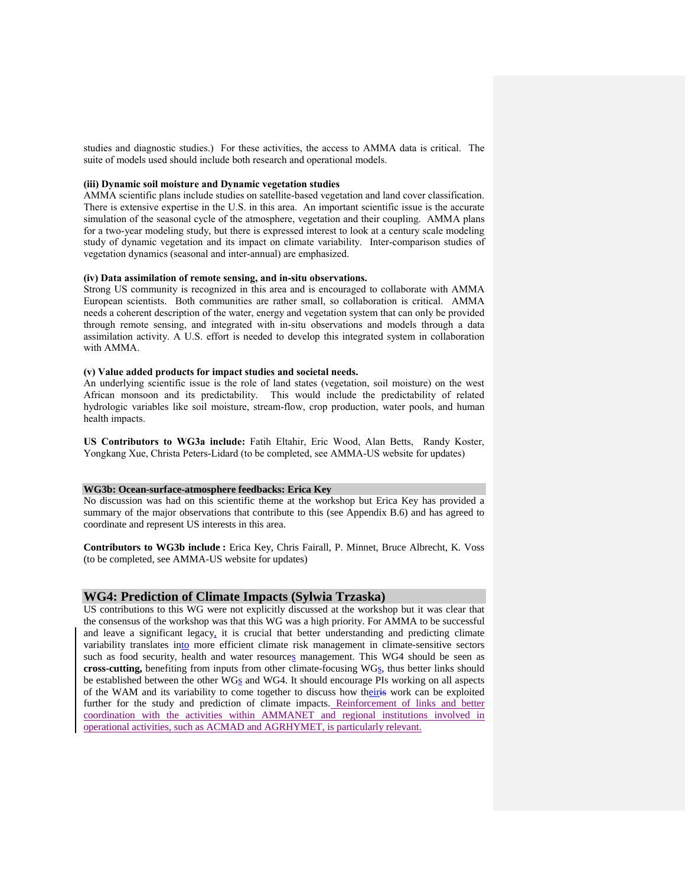studies and diagnostic studies.) For these activities, the access to AMMA data is critical. The suite of models used should include both research and operational models.

**(iii) Dynamic soil moisture and Dynamic vegetation studies**

AMMA scientific plans include studies on satellite-based vegetation and land cover classification. There is extensive expertise in the U.S. in this area. An important scientific issue is the accurate simulation of the seasonal cycle of the atmosphere, vegetation and their coupling. AMMA plans for a two-year modeling study, but there is expressed interest to look at a century scale modeling study of dynamic vegetation and its impact on climate variability. Inter-comparison studies of vegetation dynamics (seasonal and inter-annual) are emphasized.

**(iv) Data assimilation of remote sensing, and in-situ observations.**

Strong US community is recognized in this area and is encouraged to collaborate with AMMA European scientists. Both communities are rather small, so collaboration is critical. AMMA needs a coherent description of the water, energy and vegetation system that can only be provided through remote sensing, and integrated with in-situ observations and models through a data assimilation activity. A U.S. effort is needed to develop this integrated system in collaboration with AMMA.

**(v) Value added products for impact studies and societal needs.**

An underlying scientific issue is the role of land states (vegetation, soil moisture) on the west African monsoon and its predictability. This would include the predictability of related hydrologic variables like soil moisture, stream-flow, crop production, water pools, and human health impacts.

**US Contributors to WG3a include:** Fatih Eltahir, Eric Wood, Alan Betts, Randy Koster, Yongkang Xue, Christa Peters-Lidard (to be completed, see AMMA-US website for updates)

### WG3b: Ocean-surface-atmosphere feedbacks: Erica Key

No discussion was had on this scientific theme at the workshop but Erica Key has provided a summary of the major observations that contribute to this (see Appendix B.6) and has agreed to coordinate and represent US interests in this area.

**Contributors to WG3b include :** Erica Key, Chris Fairall, P. Minnet, Bruce Albrecht, K. Voss (to be completed, see AMMA-US website for updates)

## WG4: Prediction of Climate Impacts (Sylwia Trzaska)

US contributions to this WG were not explicitly discussed at the workshop but it was clear that the consensus of the workshop was that this WG was a high priority. For AMMA to be successful and leave a significant legacy, it is crucial that better understanding and predicting climate variability translates into more efficient climate risk management in climate-sensitive sectors such as food security, health and water resources management. This WG4 should be seen as **cross-cutting,** benefiting from inputs from other climate-focusing WGs, thus better links should be established between the other WGs and WG4. It should encourage PIs working on all aspects of the WAM and its variability to come together to discuss how their work can be exploited further for the study and prediction of climate impacts. Reinforcement of links and better coordination with the activities within AMMANET and regional institutions involved in operational activities, such as ACMAD and AGRHYMET, is particularly relevant.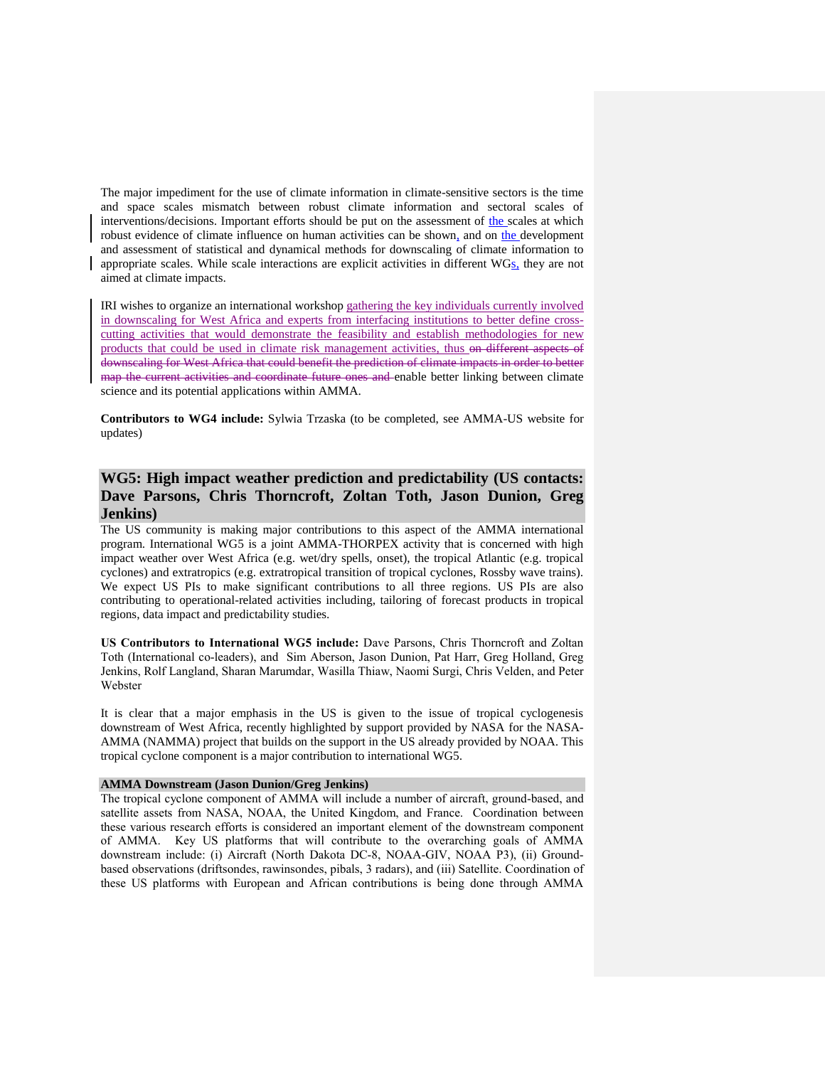The major impediment for the use of climate information in climate-sensitive sectors is the time and space scales mismatch between robust climate information and sectoral scales of interventions/decisions. Important efforts should be put on the assessment of the scales at which robust evidence of climate influence on human activities can be shown, and on the development and assessment of statistical and dynamical methods for downscaling of climate information to appropriate scales. While scale interactions are explicit activities in different WGs, they are not aimed at climate impacts.

IRI wishes to organize an international workshop gathering the key individuals currently involved in downscaling for West Africa and experts from interfacing institutions to better define cross-cutting activities that would demonstrate the feasibility and establish methodologies for new products that could be used in climate risk management activities, thus ~~on different aspects of downscaling for West Africa that could benefit the prediction of climate impacts in order to better map the current activities and coordinate future ones and~~ enable better linking between climate science and its potential applications within AMMA.

**Contributors to WG4 include:** Sylwia Trzaska (to be completed, see AMMA-US website for updates)

## WG5: High impact weather prediction and predictability (US contacts: Dave Parsons, Chris Thorncroft, Zoltan Toth, Jason Dunion, Greg Jenkins)

The US community is making major contributions to this aspect of the AMMA international program. International WG5 is a joint AMMA-THORPEX activity that is concerned with high impact weather over West Africa (e.g. wet/dry spells, onset), the tropical Atlantic (e.g. tropical cyclones) and extratropics (e.g. extratropical transition of tropical cyclones, Rossby wave trains). We expect US PIs to make significant contributions to all three regions. US PIs are also contributing to operational-related activities including, tailoring of forecast products in tropical regions, data impact and predictability studies.

**US Contributors to International WG5 include:** Dave Parsons, Chris Thorncroft and Zoltan Toth (International co-leaders), and Sim Aberson, Jason Dunion, Pat Harr, Greg Holland, Greg Jenkins, Rolf Langland, Sharan Marumdar, Wasilla Thiaw, Naomi Surgi, Chris Velden, and Peter Webster

It is clear that a major emphasis in the US is given to the issue of tropical cyclogenesis downstream of West Africa, recently highlighted by support provided by NASA for the NASA-AMMA (NAMMA) project that builds on the support in the US already provided by NOAA. This tropical cyclone component is a major contribution to international WG5.

### AMMA Downstream (Jason Dunion/Greg Jenkins)

The tropical cyclone component of AMMA will include a number of aircraft, ground-based, and satellite assets from NASA, NOAA, the United Kingdom, and France. Coordination between these various research efforts is considered an important element of the downstream component of AMMA. Key US platforms that will contribute to the overarching goals of AMMA downstream include: (i) Aircraft (North Dakota DC-8, NOAA-GIV, NOAA P3), (ii) Ground-based observations (driftsondes, rawinsondes, pibals, 3 radars), and (iii) Satellite. Coordination of these US platforms with European and African contributions is being done through AMMA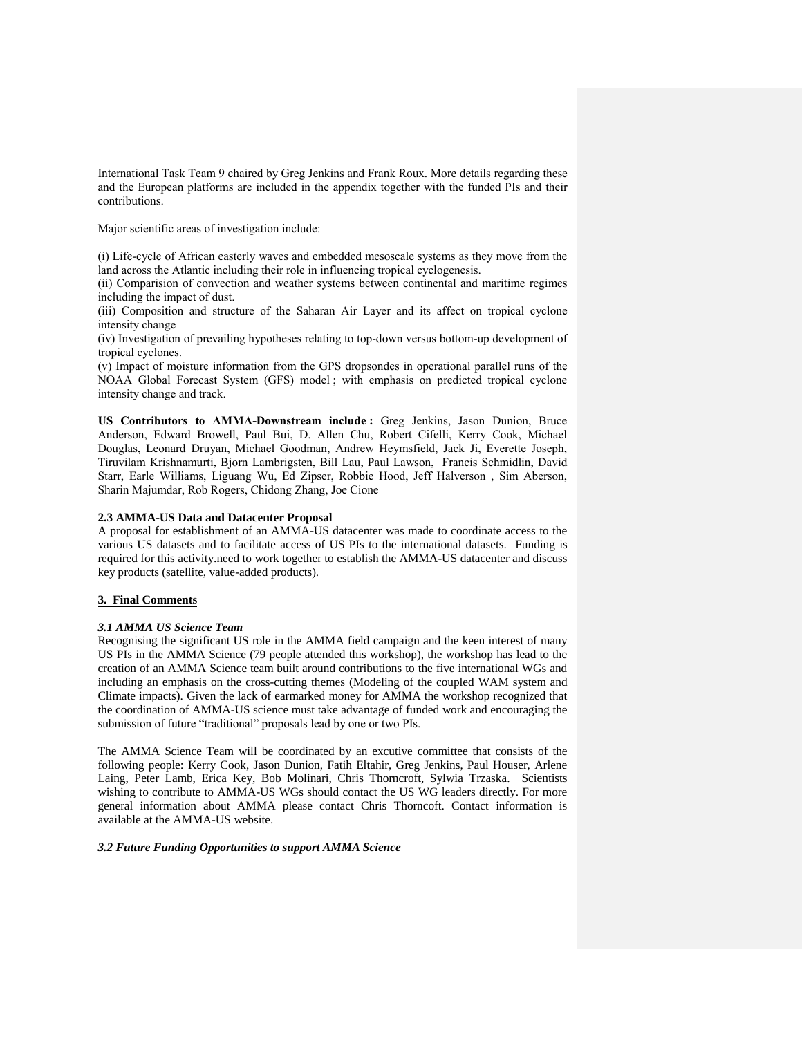International Task Team 9 chaired by Greg Jenkins and Frank Roux. More details regarding these and the European platforms are included in the appendix together with the funded PIs and their contributions.

Major scientific areas of investigation include:

(i) Life-cycle of African easterly waves and embedded mesoscale systems as they move from the land across the Atlantic including their role in influencing tropical cyclogenesis.
(ii) Comparision of convection and weather systems between continental and maritime regimes including the impact of dust.
(iii) Composition and structure of the Saharan Air Layer and its affect on tropical cyclone intensity change
(iv) Investigation of prevailing hypotheses relating to top-down versus bottom-up development of tropical cyclones.
(v) Impact of moisture information from the GPS dropsondes in operational parallel runs of the NOAA Global Forecast System (GFS) model ; with emphasis on predicted tropical cyclone intensity change and track.

**US Contributors to AMMA-Downstream include :** Greg Jenkins, Jason Dunion, Bruce Anderson, Edward Browell, Paul Bui, D. Allen Chu, Robert Cifelli, Kerry Cook, Michael Douglas, Leonard Druyan, Michael Goodman, Andrew Heymsfield, Jack Ji, Everette Joseph, Tiruvilam Krishnamurti, Bjorn Lambrigsten, Bill Lau, Paul Lawson, Francis Schmidlin, David Starr, Earle Williams, Liguang Wu, Ed Zipser, Robbie Hood, Jeff Halverson , Sim Aberson, Sharin Majumdar, Rob Rogers, Chidong Zhang, Joe Cione

**2.3 AMMA-US Data and Datacenter Proposal**

A proposal for establishment of an AMMA-US datacenter was made to coordinate access to the various US datasets and to facilitate access of US PIs to the international datasets. Funding is required for this activity.need to work together to establish the AMMA-US datacenter and discuss key products (satellite, value-added products).

## 3. Final Comments

***3.1 AMMA US Science Team***

Recognising the significant US role in the AMMA field campaign and the keen interest of many US PIs in the AMMA Science (79 people attended this workshop), the workshop has lead to the creation of an AMMA Science team built around contributions to the five international WGs and including an emphasis on the cross-cutting themes (Modeling of the coupled WAM system and Climate impacts). Given the lack of earmarked money for AMMA the workshop recognized that the coordination of AMMA-US science must take advantage of funded work and encouraging the submission of future "traditional" proposals lead by one or two PIs.

The AMMA Science Team will be coordinated by an excutive committee that consists of the following people: Kerry Cook, Jason Dunion, Fatih Eltahir, Greg Jenkins, Paul Houser, Arlene Laing, Peter Lamb, Erica Key, Bob Molinari, Chris Thorncroft, Sylwia Trzaska. Scientists wishing to contribute to AMMA-US WGs should contact the US WG leaders directly. For more general information about AMMA please contact Chris Thorncoft. Contact information is available at the AMMA-US website.

***3.2 Future Funding Opportunities to support AMMA Science***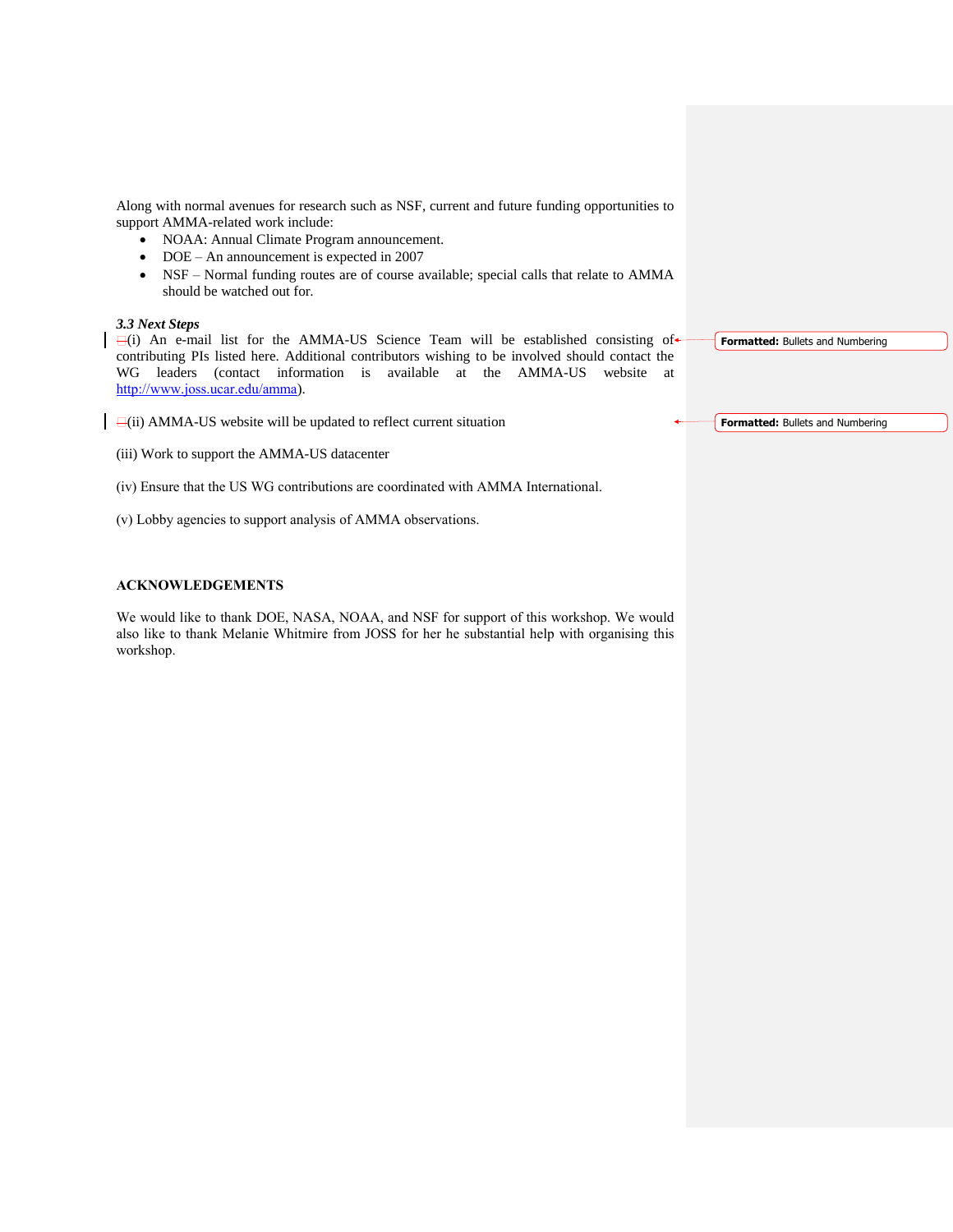Along with normal avenues for research such as NSF, current and future funding opportunities to support AMMA-related work include:

- NOAA: Annual Climate Program announcement.
- DOE – An announcement is expected in 2007
- NSF – Normal funding routes are of course available; special calls that relate to AMMA should be watched out for.

***3.3 Next Steps***

(i) An e-mail list for the AMMA-US Science Team will be established consisting of contributing PIs listed here. Additional contributors wishing to be involved should contact the WG leaders (contact information is available at the AMMA-US website at http://www.joss.ucar.edu/amma).

(ii) AMMA-US website will be updated to reflect current situation

(iii) Work to support the AMMA-US datacenter

(iv) Ensure that the US WG contributions are coordinated with AMMA International.

(v) Lobby agencies to support analysis of AMMA observations.

**ACKNOWLEDGEMENTS**

We would like to thank DOE, NASA, NOAA, and NSF for support of this workshop. We would also like to thank Melanie Whitmire from JOSS for her he substantial help with organising this workshop.